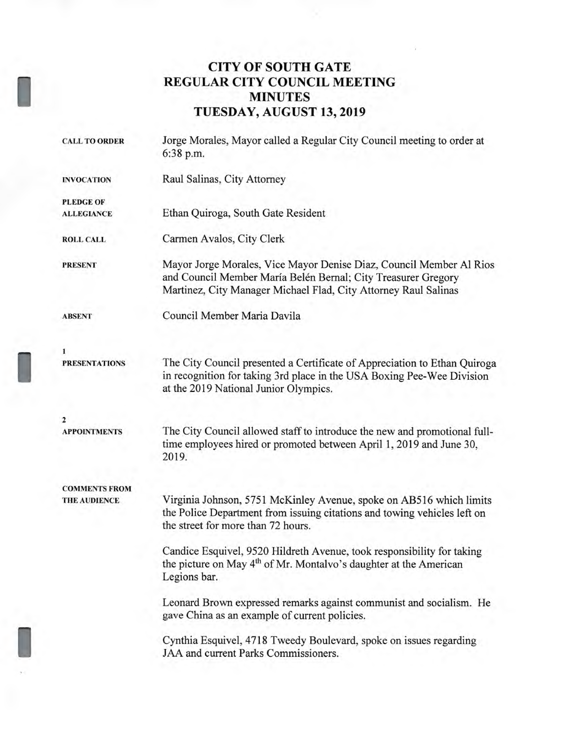# CITY OF SOUTH GATE
# REGULAR CITY COUNCIL MEETING
# MINUTES
# TUESDAY, AUGUST 13, 2019

**CALL TO ORDER**

Jorge Morales, Mayor called a Regular City Council meeting to order at 6:38 p.m.

**INVOCATION**

Raul Salinas, City Attorney

**PLEDGE OF ALLEGIANCE**

Ethan Quiroga, South Gate Resident

**ROLL CALL**

Carmen Avalos, City Clerk

**PRESENT**

Mayor Jorge Morales, Vice Mayor Denise Diaz, Council Member Al Rios and Council Member María Belén Bernal; City Treasurer Gregory Martinez, City Manager Michael Flad, City Attorney Raul Salinas

**ABSENT**

Council Member Maria Davila

**1**
**PRESENTATIONS**

The City Council presented a Certificate of Appreciation to Ethan Quiroga in recognition for taking 3rd place in the USA Boxing Pee-Wee Division at the 2019 National Junior Olympics.

**2**
**APPOINTMENTS**

The City Council allowed staff to introduce the new and promotional full-time employees hired or promoted between April 1, 2019 and June 30, 2019.

**COMMENTS FROM THE AUDIENCE**

Virginia Johnson, 5751 McKinley Avenue, spoke on AB516 which limits the Police Department from issuing citations and towing vehicles left on the street for more than 72 hours.

Candice Esquivel, 9520 Hildreth Avenue, took responsibility for taking the picture on May 4th of Mr. Montalvo's daughter at the American Legions bar.

Leonard Brown expressed remarks against communist and socialism. He gave China as an example of current policies.

Cynthia Esquivel, 4718 Tweedy Boulevard, spoke on issues regarding JAA and current Parks Commissioners.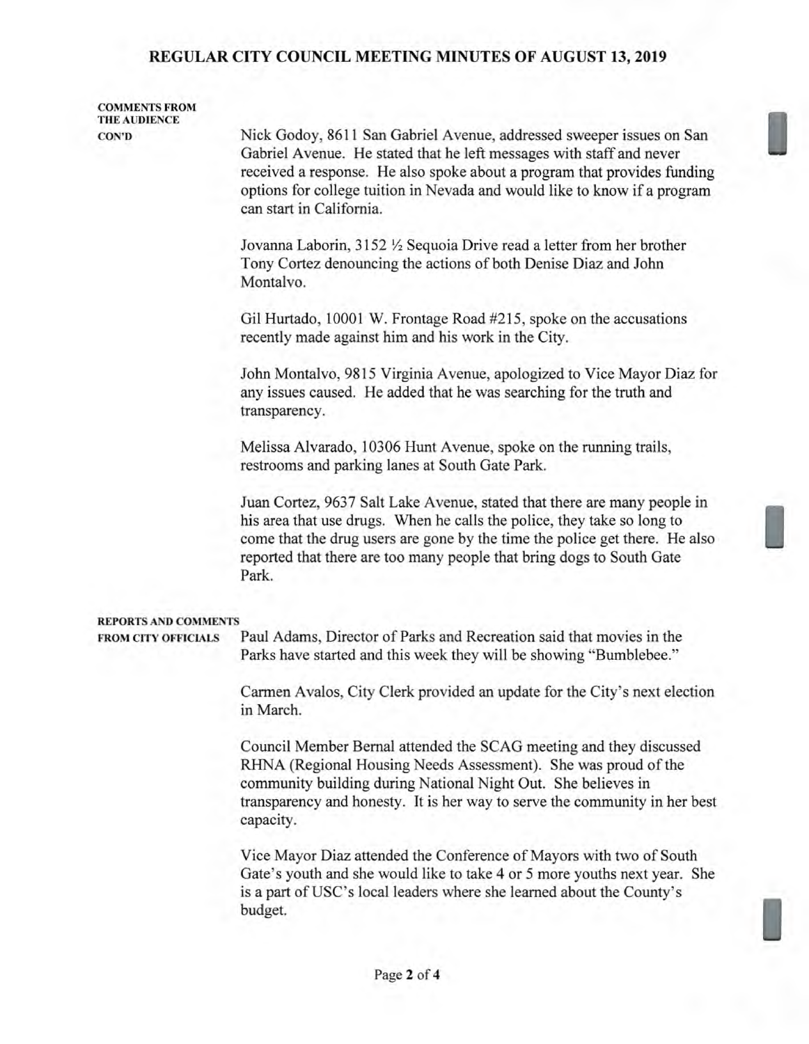**COMMENTS FROM THE AUDIENCE CON'D**

Nick Godoy, 8611 San Gabriel Avenue, addressed sweeper issues on San Gabriel Avenue. He stated that he left messages with staff and never received a response. He also spoke about a program that provides funding options for college tuition in Nevada and would like to know if a program can start in California.

Jovanna Laborin, 3152 ½ Sequoia Drive read a letter from her brother Tony Cortez denouncing the actions of both Denise Diaz and John Montalvo.

Gil Hurtado, 10001 W. Frontage Road #215, spoke on the accusations recently made against him and his work in the City.

John Montalvo, 9815 Virginia Avenue, apologized to Vice Mayor Diaz for any issues caused. He added that he was searching for the truth and transparency.

Melissa Alvarado, 10306 Hunt Avenue, spoke on the running trails, restrooms and parking lanes at South Gate Park.

Juan Cortez, 9637 Salt Lake Avenue, stated that there are many people in his area that use drugs. When he calls the police, they take so long to come that the drug users are gone by the time the police get there. He also reported that there are too many people that bring dogs to South Gate Park.

**REPORTS AND COMMENTS FROM CITY OFFICIALS**

Paul Adams, Director of Parks and Recreation said that movies in the Parks have started and this week they will be showing "Bumblebee."

Carmen Avalos, City Clerk provided an update for the City's next election in March.

Council Member Bernal attended the SCAG meeting and they discussed RHNA (Regional Housing Needs Assessment). She was proud of the community building during National Night Out. She believes in transparency and honesty. It is her way to serve the community in her best capacity.

Vice Mayor Diaz attended the Conference of Mayors with two of South Gate's youth and she would like to take 4 or 5 more youths next year. She is a part of USC's local leaders where she learned about the County's budget.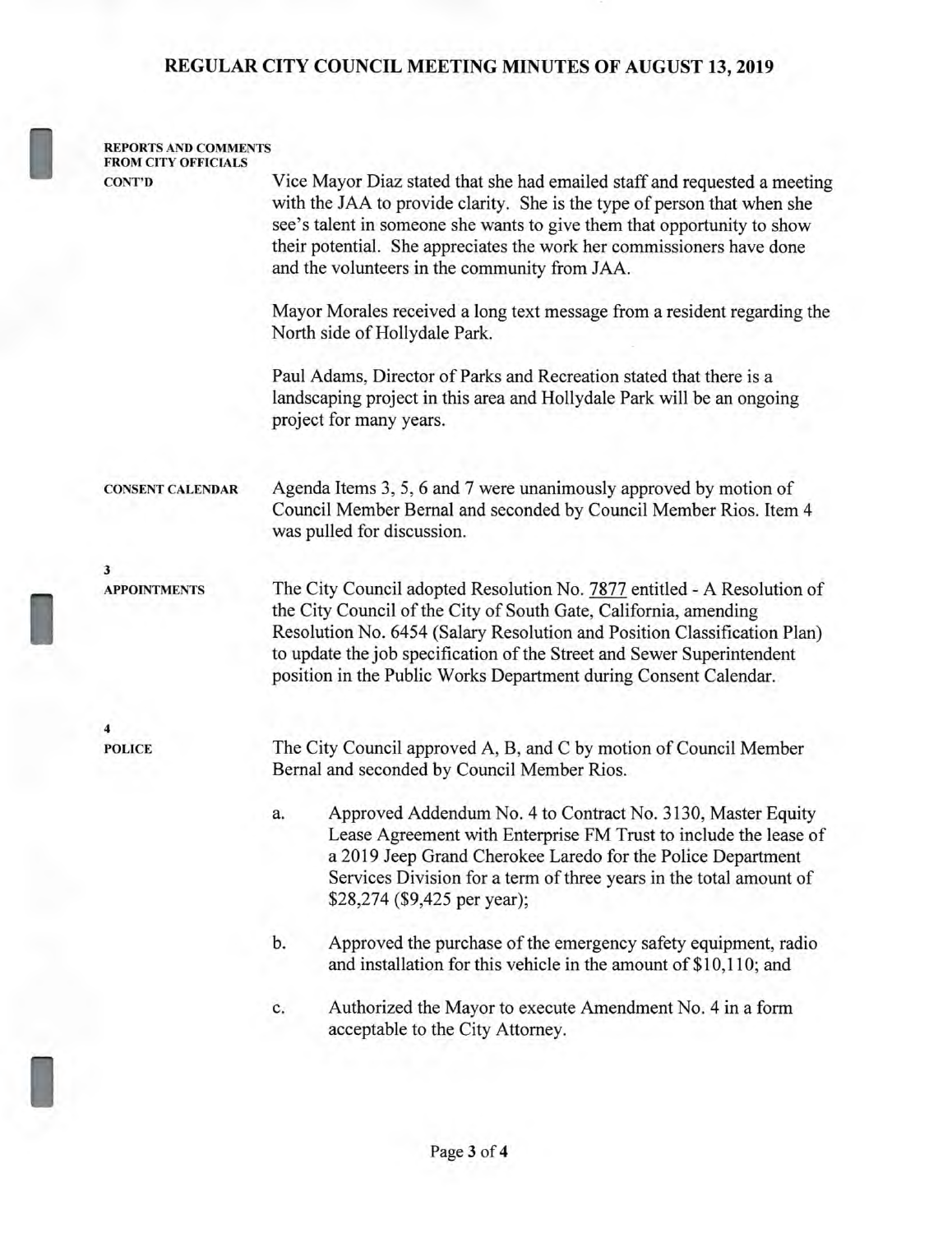**REPORTS AND COMMENTS FROM CITY OFFICIALS CONT'D**

Vice Mayor Diaz stated that she had emailed staff and requested a meeting with the JAA to provide clarity. She is the type of person that when she see's talent in someone she wants to give them that opportunity to show their potential. She appreciates the work her commissioners have done and the volunteers in the community from JAA.

Mayor Morales received a long text message from a resident regarding the North side of Hollydale Park.

Paul Adams, Director of Parks and Recreation stated that there is a landscaping project in this area and Hollydale Park will be an ongoing project for many years.

**CONSENT CALENDAR**

Agenda Items 3, 5, 6 and 7 were unanimously approved by motion of Council Member Bernal and seconded by Council Member Rios. Item 4 was pulled for discussion.

**3**
**APPOINTMENTS**

The City Council adopted Resolution No. 7877 entitled - A Resolution of the City Council of the City of South Gate, California, amending Resolution No. 6454 (Salary Resolution and Position Classification Plan) to update the job specification of the Street and Sewer Superintendent position in the Public Works Department during Consent Calendar.

**4**
**POLICE**

The City Council approved A, B, and C by motion of Council Member Bernal and seconded by Council Member Rios.

a. Approved Addendum No. 4 to Contract No. 3130, Master Equity Lease Agreement with Enterprise FM Trust to include the lease of a 2019 Jeep Grand Cherokee Laredo for the Police Department Services Division for a term of three years in the total amount of $28,274 ($9,425 per year);

b. Approved the purchase of the emergency safety equipment, radio and installation for this vehicle in the amount of $10,110; and

c. Authorized the Mayor to execute Amendment No. 4 in a form acceptable to the City Attorney.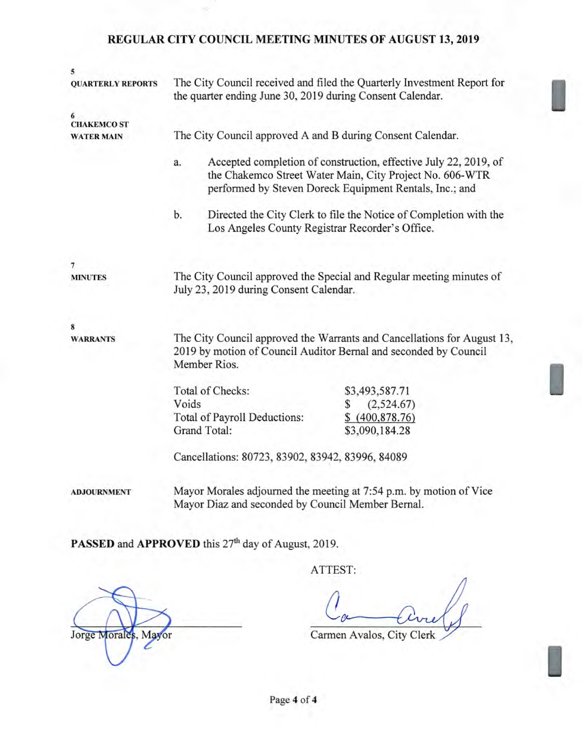## REGULAR CITY COUNCIL MEETING MINUTES OF AUGUST 13, 2019

**5**
**QUARTERLY REPORTS**

The City Council received and filed the Quarterly Investment Report for the quarter ending June 30, 2019 during Consent Calendar.

**6**
**CHAKEMCO ST WATER MAIN**

The City Council approved A and B during Consent Calendar.

a. Accepted completion of construction, effective July 22, 2019, of the Chakemco Street Water Main, City Project No. 606-WTR performed by Steven Doreck Equipment Rentals, Inc.; and

b. Directed the City Clerk to file the Notice of Completion with the Los Angeles County Registrar Recorder's Office.

**7**
**MINUTES**

The City Council approved the Special and Regular meeting minutes of July 23, 2019 during Consent Calendar.

**8**
**WARRANTS**

The City Council approved the Warrants and Cancellations for August 13, 2019 by motion of Council Auditor Bernal and seconded by Council Member Rios.

| | |
|---|---|
| Total of Checks: | $3,493,587.71 |
| Voids | $ (2,524.67) |
| Total of Payroll Deductions: | $ (400,878.76) |
| Grand Total: | $3,090,184.28 |

Cancellations: 80723, 83902, 83942, 83996, 84089

**ADJOURNMENT**

Mayor Morales adjourned the meeting at 7:54 p.m. by motion of Vice Mayor Diaz and seconded by Council Member Bernal.

**PASSED** and **APPROVED** this 27th day of August, 2019.

ATTEST:

Jorge Morales, Mayor

Carmen Avalos, City Clerk